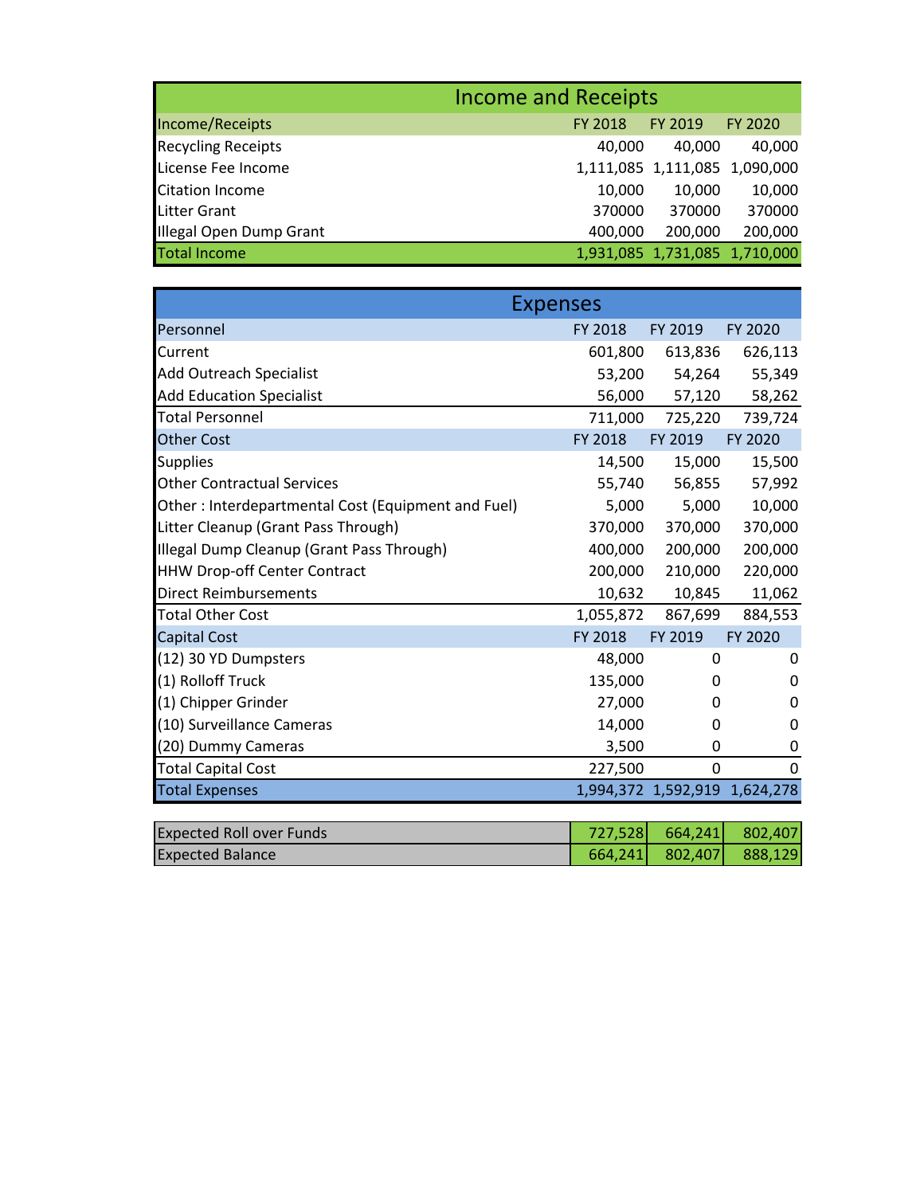## Income and Receipts

| Income/Receipts | FY 2018 | FY 2019 | FY 2020 |
|---|---|---|---|
| Recycling Receipts | 40,000 | 40,000 | 40,000 |
| License Fee Income | 1,111,085 | 1,111,085 | 1,090,000 |
| Citation Income | 10,000 | 10,000 | 10,000 |
| Litter Grant | 370000 | 370000 | 370000 |
| Illegal Open Dump Grant | 400,000 | 200,000 | 200,000 |
| Total Income | 1,931,085 | 1,731,085 | 1,710,000 |

## Expenses

| Personnel | FY 2018 | FY 2019 | FY 2020 |
|---|---|---|---|
| Current | 601,800 | 613,836 | 626,113 |
| Add Outreach Specialist | 53,200 | 54,264 | 55,349 |
| Add Education Specialist | 56,000 | 57,120 | 58,262 |
| Total Personnel | 711,000 | 725,220 | 739,724 |
| **Other Cost** | **FY 2018** | **FY 2019** | **FY 2020** |
| Supplies | 14,500 | 15,000 | 15,500 |
| Other Contractual Services | 55,740 | 56,855 | 57,992 |
| Other : Interdepartmental Cost (Equipment and Fuel) | 5,000 | 5,000 | 10,000 |
| Litter Cleanup (Grant Pass Through) | 370,000 | 370,000 | 370,000 |
| Illegal Dump Cleanup (Grant Pass Through) | 400,000 | 200,000 | 200,000 |
| HHW Drop-off Center Contract | 200,000 | 210,000 | 220,000 |
| Direct Reimbursements | 10,632 | 10,845 | 11,062 |
| Total Other Cost | 1,055,872 | 867,699 | 884,553 |
| **Capital Cost** | **FY 2018** | **FY 2019** | **FY 2020** |
| (12) 30 YD Dumpsters | 48,000 | 0 | 0 |
| (1) Rolloff Truck | 135,000 | 0 | 0 |
| (1) Chipper Grinder | 27,000 | 0 | 0 |
| (10) Surveillance Cameras | 14,000 | 0 | 0 |
| (20) Dummy Cameras | 3,500 | 0 | 0 |
| Total Capital Cost | 227,500 | 0 | 0 |
| Total Expenses | 1,994,372 | 1,592,919 | 1,624,278 |

| | | | |
|---|---|---|---|
| Expected Roll over Funds | 727,528 | 664,241 | 802,407 |
| Expected Balance | 664,241 | 802,407 | 888,129 |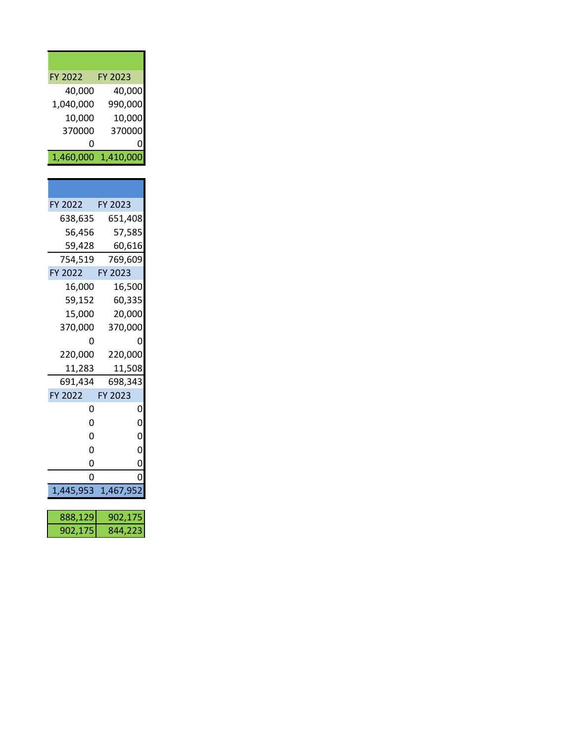| FY 2022 | FY 2023 |
|---|---|
| 40,000 | 40,000 |
| 1,040,000 | 990,000 |
| 10,000 | 10,000 |
| 370000 | 370000 |
| 0 | 0 |
| 1,460,000 | 1,410,000 |

| FY 2022 | FY 2023 |
|---|---|
| 638,635 | 651,408 |
| 56,456 | 57,585 |
| 59,428 | 60,616 |
| 754,519 | 769,609 |
| FY 2022 | FY 2023 |
| 16,000 | 16,500 |
| 59,152 | 60,335 |
| 15,000 | 20,000 |
| 370,000 | 370,000 |
| 0 | 0 |
| 220,000 | 220,000 |
| 11,283 | 11,508 |
| 691,434 | 698,343 |
| FY 2022 | FY 2023 |
| 0 | 0 |
| 0 | 0 |
| 0 | 0 |
| 0 | 0 |
| 0 | 0 |
| 0 | 0 |
| 1,445,953 | 1,467,952 |

| | |
|---|---|
| 888,129 | 902,175 |
| 902,175 | 844,223 |